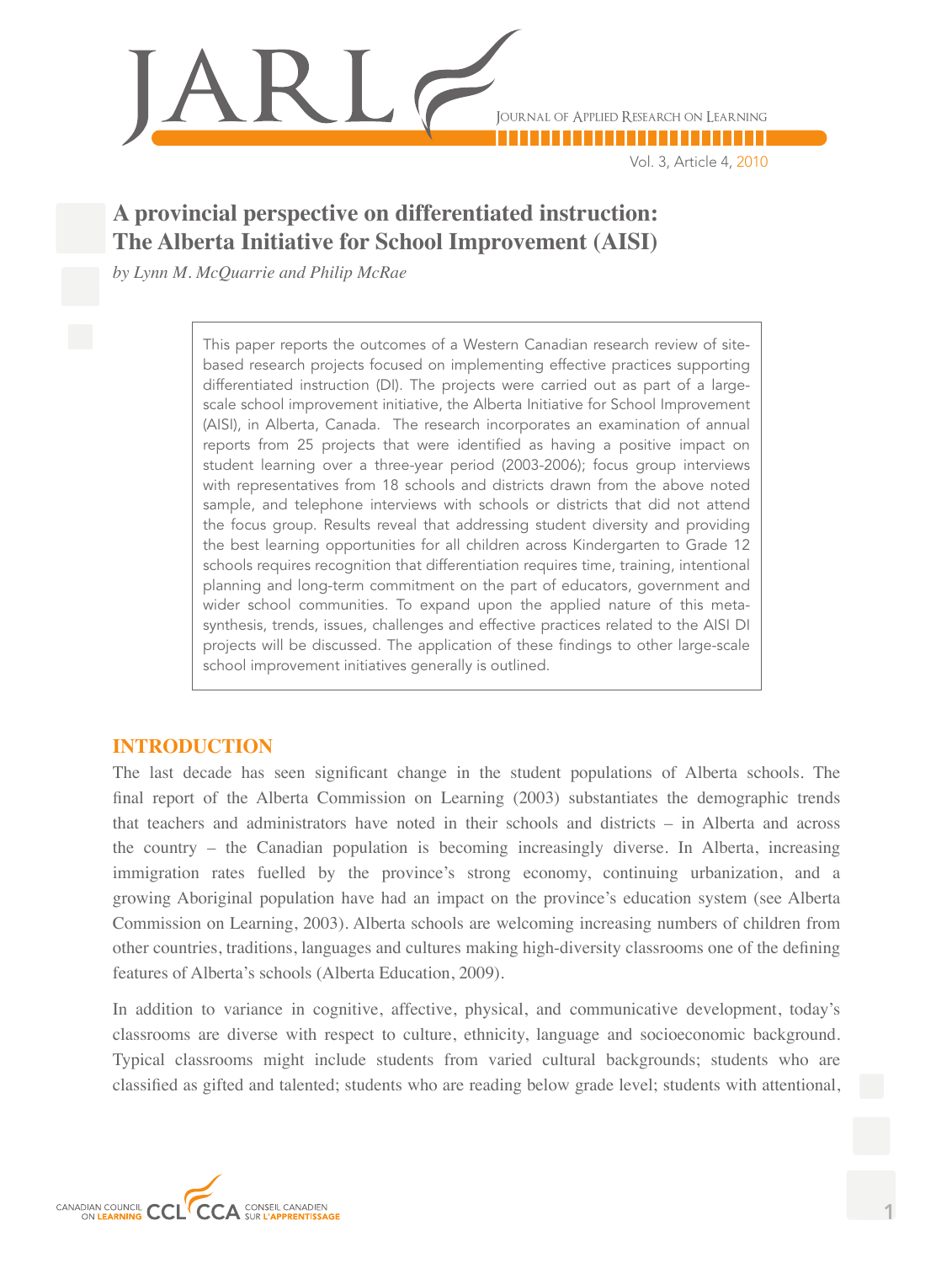# A provincial perspective on differentiated instruction: The Alberta Initiative for School Improvement (AISI)

*by Lynn M. McQuarrie and Philip McRae*

This paper reports the outcomes of a Western Canadian research review of site-based research projects focused on implementing effective practices supporting differentiated instruction (DI). The projects were carried out as part of a large-scale school improvement initiative, the Alberta Initiative for School Improvement (AISI), in Alberta, Canada. The research incorporates an examination of annual reports from 25 projects that were identified as having a positive impact on student learning over a three-year period (2003-2006); focus group interviews with representatives from 18 schools and districts drawn from the above noted sample, and telephone interviews with schools or districts that did not attend the focus group. Results reveal that addressing student diversity and providing the best learning opportunities for all children across Kindergarten to Grade 12 schools requires recognition that differentiation requires time, training, intentional planning and long-term commitment on the part of educators, government and wider school communities. To expand upon the applied nature of this meta-synthesis, trends, issues, challenges and effective practices related to the AISI DI projects will be discussed. The application of these findings to other large-scale school improvement initiatives generally is outlined.

## INTRODUCTION

The last decade has seen significant change in the student populations of Alberta schools. The final report of the Alberta Commission on Learning (2003) substantiates the demographic trends that teachers and administrators have noted in their schools and districts – in Alberta and across the country – the Canadian population is becoming increasingly diverse. In Alberta, increasing immigration rates fuelled by the province's strong economy, continuing urbanization, and a growing Aboriginal population have had an impact on the province's education system (see Alberta Commission on Learning, 2003). Alberta schools are welcoming increasing numbers of children from other countries, traditions, languages and cultures making high-diversity classrooms one of the defining features of Alberta's schools (Alberta Education, 2009).

In addition to variance in cognitive, affective, physical, and communicative development, today's classrooms are diverse with respect to culture, ethnicity, language and socioeconomic background. Typical classrooms might include students from varied cultural backgrounds; students who are classified as gifted and talented; students who are reading below grade level; students with attentional,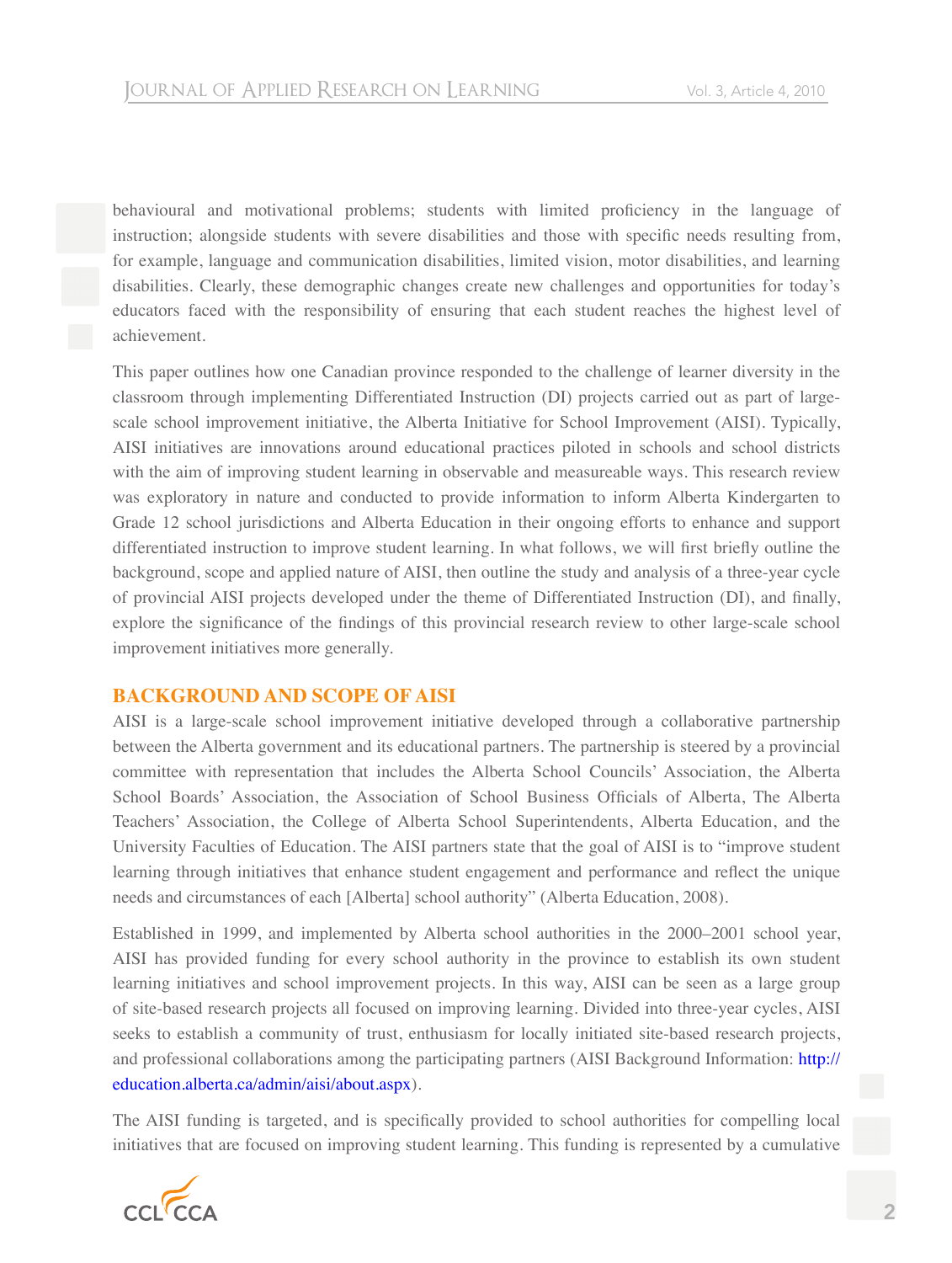behavioural and motivational problems; students with limited proficiency in the language of instruction; alongside students with severe disabilities and those with specific needs resulting from, for example, language and communication disabilities, limited vision, motor disabilities, and learning disabilities. Clearly, these demographic changes create new challenges and opportunities for today's educators faced with the responsibility of ensuring that each student reaches the highest level of achievement.

This paper outlines how one Canadian province responded to the challenge of learner diversity in the classroom through implementing Differentiated Instruction (DI) projects carried out as part of large-scale school improvement initiative, the Alberta Initiative for School Improvement (AISI). Typically, AISI initiatives are innovations around educational practices piloted in schools and school districts with the aim of improving student learning in observable and measureable ways. This research review was exploratory in nature and conducted to provide information to inform Alberta Kindergarten to Grade 12 school jurisdictions and Alberta Education in their ongoing efforts to enhance and support differentiated instruction to improve student learning. In what follows, we will first briefly outline the background, scope and applied nature of AISI, then outline the study and analysis of a three-year cycle of provincial AISI projects developed under the theme of Differentiated Instruction (DI), and finally, explore the significance of the findings of this provincial research review to other large-scale school improvement initiatives more generally.

## BACKGROUND AND SCOPE OF AISI

AISI is a large-scale school improvement initiative developed through a collaborative partnership between the Alberta government and its educational partners. The partnership is steered by a provincial committee with representation that includes the Alberta School Councils' Association, the Alberta School Boards' Association, the Association of School Business Officials of Alberta, The Alberta Teachers' Association, the College of Alberta School Superintendents, Alberta Education, and the University Faculties of Education. The AISI partners state that the goal of AISI is to "improve student learning through initiatives that enhance student engagement and performance and reflect the unique needs and circumstances of each [Alberta] school authority" (Alberta Education, 2008).

Established in 1999, and implemented by Alberta school authorities in the 2000–2001 school year, AISI has provided funding for every school authority in the province to establish its own student learning initiatives and school improvement projects. In this way, AISI can be seen as a large group of site-based research projects all focused on improving learning. Divided into three-year cycles, AISI seeks to establish a community of trust, enthusiasm for locally initiated site-based research projects, and professional collaborations among the participating partners (AISI Background Information: http://education.alberta.ca/admin/aisi/about.aspx).

The AISI funding is targeted, and is specifically provided to school authorities for compelling local initiatives that are focused on improving student learning. This funding is represented by a cumulative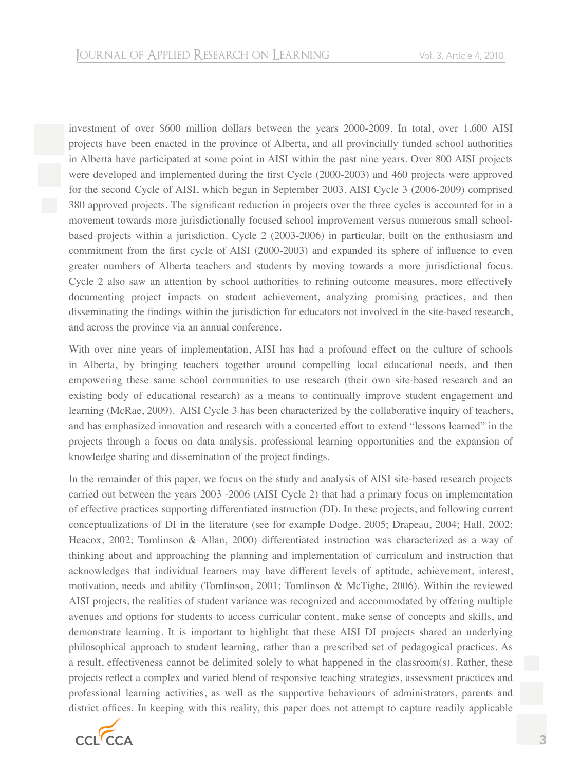investment of over $600 million dollars between the years 2000-2009. In total, over 1,600 AISI projects have been enacted in the province of Alberta, and all provincially funded school authorities in Alberta have participated at some point in AISI within the past nine years. Over 800 AISI projects were developed and implemented during the first Cycle (2000-2003) and 460 projects were approved for the second Cycle of AISI, which began in September 2003. AISI Cycle 3 (2006-2009) comprised 380 approved projects. The significant reduction in projects over the three cycles is accounted for in a movement towards more jurisdictionally focused school improvement versus numerous small school-based projects within a jurisdiction. Cycle 2 (2003-2006) in particular, built on the enthusiasm and commitment from the first cycle of AISI (2000-2003) and expanded its sphere of influence to even greater numbers of Alberta teachers and students by moving towards a more jurisdictional focus. Cycle 2 also saw an attention by school authorities to refining outcome measures, more effectively documenting project impacts on student achievement, analyzing promising practices, and then disseminating the findings within the jurisdiction for educators not involved in the site-based research, and across the province via an annual conference.

With over nine years of implementation, AISI has had a profound effect on the culture of schools in Alberta, by bringing teachers together around compelling local educational needs, and then empowering these same school communities to use research (their own site-based research and an existing body of educational research) as a means to continually improve student engagement and learning (McRae, 2009). AISI Cycle 3 has been characterized by the collaborative inquiry of teachers, and has emphasized innovation and research with a concerted effort to extend "lessons learned" in the projects through a focus on data analysis, professional learning opportunities and the expansion of knowledge sharing and dissemination of the project findings.

In the remainder of this paper, we focus on the study and analysis of AISI site-based research projects carried out between the years 2003 -2006 (AISI Cycle 2) that had a primary focus on implementation of effective practices supporting differentiated instruction (DI). In these projects, and following current conceptualizations of DI in the literature (see for example Dodge, 2005; Drapeau, 2004; Hall, 2002; Heacox, 2002; Tomlinson & Allan, 2000) differentiated instruction was characterized as a way of thinking about and approaching the planning and implementation of curriculum and instruction that acknowledges that individual learners may have different levels of aptitude, achievement, interest, motivation, needs and ability (Tomlinson, 2001; Tomlinson & McTighe, 2006). Within the reviewed AISI projects, the realities of student variance was recognized and accommodated by offering multiple avenues and options for students to access curricular content, make sense of concepts and skills, and demonstrate learning. It is important to highlight that these AISI DI projects shared an underlying philosophical approach to student learning, rather than a prescribed set of pedagogical practices. As a result, effectiveness cannot be delimited solely to what happened in the classroom(s). Rather, these projects reflect a complex and varied blend of responsive teaching strategies, assessment practices and professional learning activities, as well as the supportive behaviours of administrators, parents and district offices. In keeping with this reality, this paper does not attempt to capture readily applicable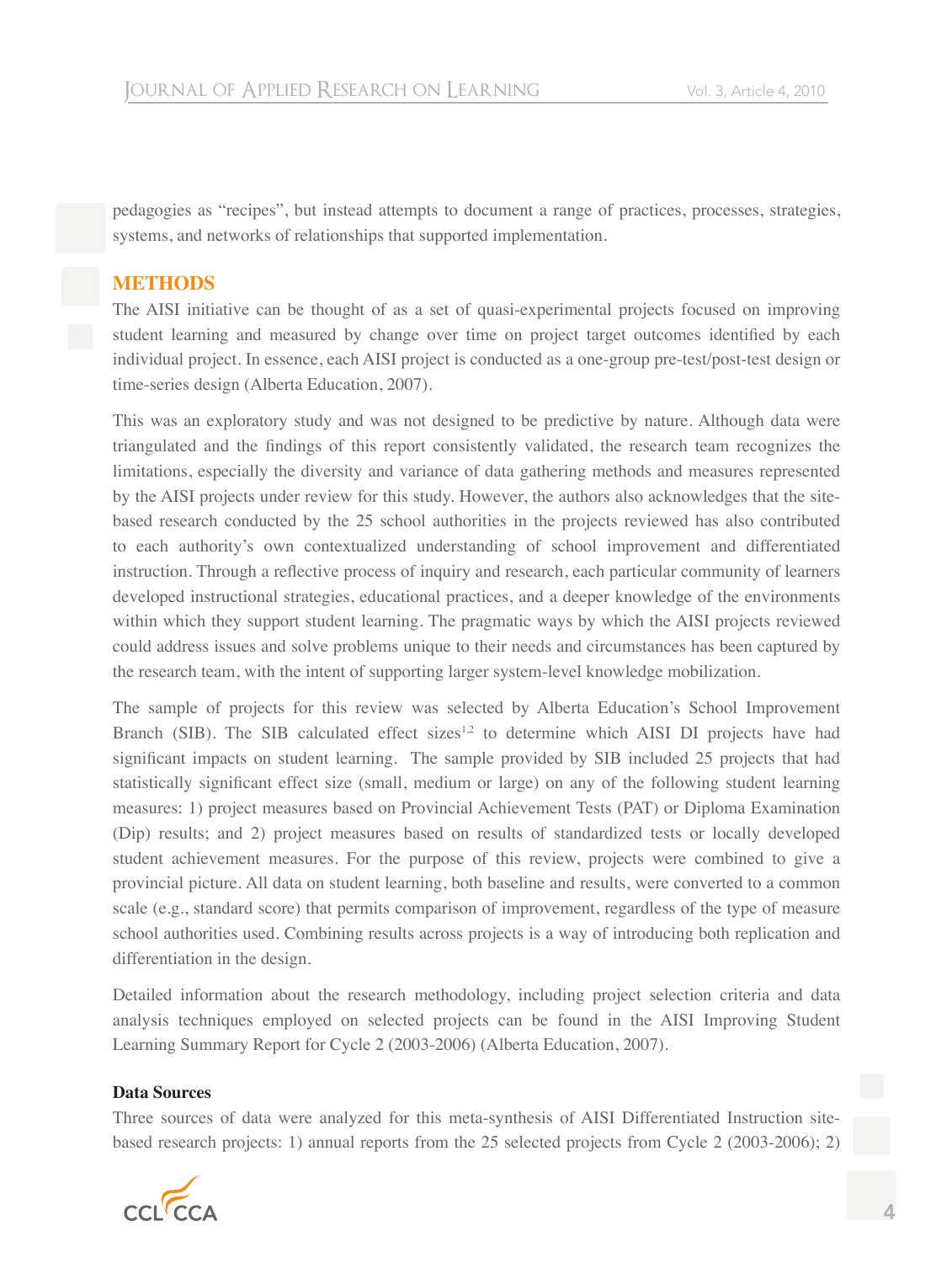pedagogies as "recipes", but instead attempts to document a range of practices, processes, strategies, systems, and networks of relationships that supported implementation.

## METHODS

The AISI initiative can be thought of as a set of quasi-experimental projects focused on improving student learning and measured by change over time on project target outcomes identified by each individual project. In essence, each AISI project is conducted as a one-group pre-test/post-test design or time-series design (Alberta Education, 2007).

This was an exploratory study and was not designed to be predictive by nature. Although data were triangulated and the findings of this report consistently validated, the research team recognizes the limitations, especially the diversity and variance of data gathering methods and measures represented by the AISI projects under review for this study. However, the authors also acknowledges that the site-based research conducted by the 25 school authorities in the projects reviewed has also contributed to each authority's own contextualized understanding of school improvement and differentiated instruction. Through a reflective process of inquiry and research, each particular community of learners developed instructional strategies, educational practices, and a deeper knowledge of the environments within which they support student learning. The pragmatic ways by which the AISI projects reviewed could address issues and solve problems unique to their needs and circumstances has been captured by the research team, with the intent of supporting larger system-level knowledge mobilization.

The sample of projects for this review was selected by Alberta Education's School Improvement Branch (SIB). The SIB calculated effect sizes[1,2] to determine which AISI DI projects have had significant impacts on student learning. The sample provided by SIB included 25 projects that had statistically significant effect size (small, medium or large) on any of the following student learning measures: 1) project measures based on Provincial Achievement Tests (PAT) or Diploma Examination (Dip) results; and 2) project measures based on results of standardized tests or locally developed student achievement measures. For the purpose of this review, projects were combined to give a provincial picture. All data on student learning, both baseline and results, were converted to a common scale (e.g., standard score) that permits comparison of improvement, regardless of the type of measure school authorities used. Combining results across projects is a way of introducing both replication and differentiation in the design.

Detailed information about the research methodology, including project selection criteria and data analysis techniques employed on selected projects can be found in the AISI Improving Student Learning Summary Report for Cycle 2 (2003-2006) (Alberta Education, 2007).

### Data Sources

Three sources of data were analyzed for this meta-synthesis of AISI Differentiated Instruction site-based research projects: 1) annual reports from the 25 selected projects from Cycle 2 (2003-2006); 2)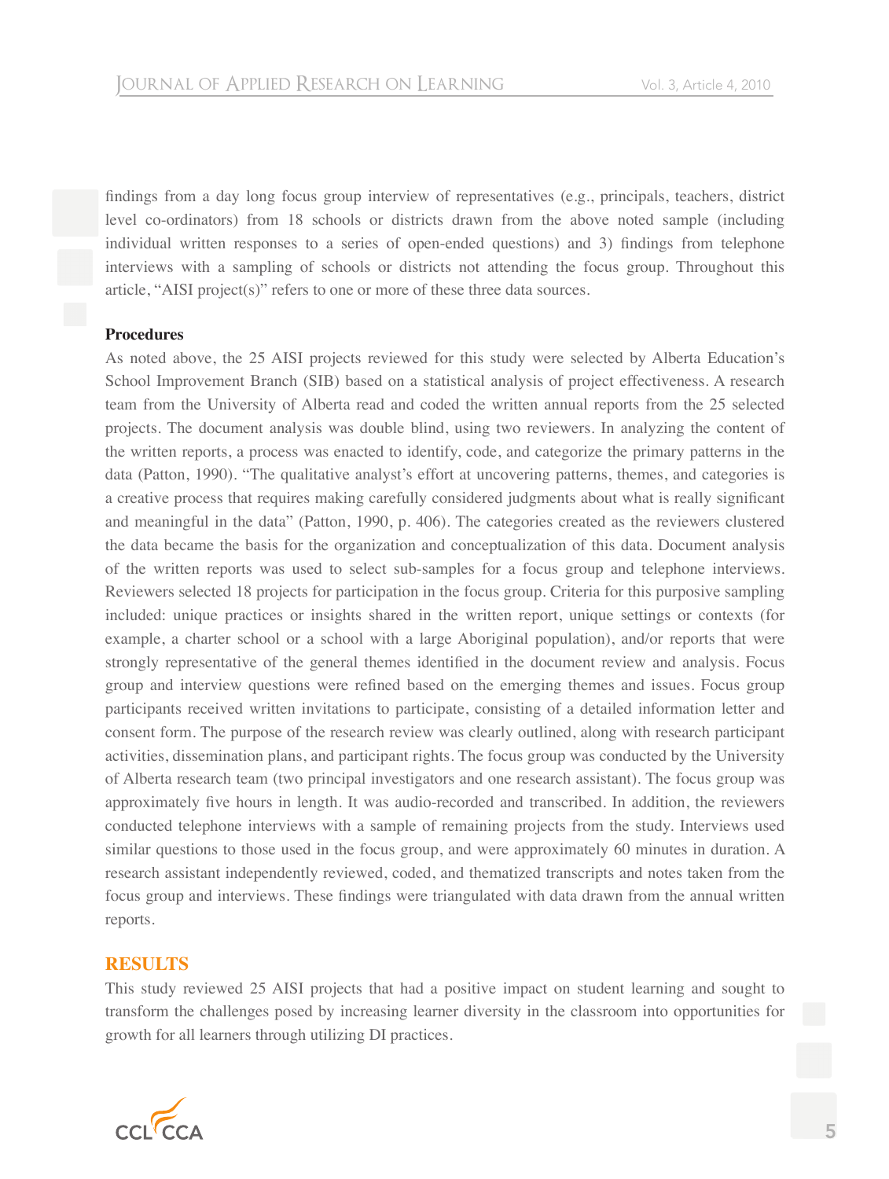findings from a day long focus group interview of representatives (e.g., principals, teachers, district level co-ordinators) from 18 schools or districts drawn from the above noted sample (including individual written responses to a series of open-ended questions) and 3) findings from telephone interviews with a sampling of schools or districts not attending the focus group. Throughout this article, "AISI project(s)" refers to one or more of these three data sources.

**Procedures**

As noted above, the 25 AISI projects reviewed for this study were selected by Alberta Education's School Improvement Branch (SIB) based on a statistical analysis of project effectiveness. A research team from the University of Alberta read and coded the written annual reports from the 25 selected projects. The document analysis was double blind, using two reviewers. In analyzing the content of the written reports, a process was enacted to identify, code, and categorize the primary patterns in the data (Patton, 1990). "The qualitative analyst's effort at uncovering patterns, themes, and categories is a creative process that requires making carefully considered judgments about what is really significant and meaningful in the data" (Patton, 1990, p. 406). The categories created as the reviewers clustered the data became the basis for the organization and conceptualization of this data. Document analysis of the written reports was used to select sub-samples for a focus group and telephone interviews. Reviewers selected 18 projects for participation in the focus group. Criteria for this purposive sampling included: unique practices or insights shared in the written report, unique settings or contexts (for example, a charter school or a school with a large Aboriginal population), and/or reports that were strongly representative of the general themes identified in the document review and analysis. Focus group and interview questions were refined based on the emerging themes and issues. Focus group participants received written invitations to participate, consisting of a detailed information letter and consent form. The purpose of the research review was clearly outlined, along with research participant activities, dissemination plans, and participant rights. The focus group was conducted by the University of Alberta research team (two principal investigators and one research assistant). The focus group was approximately five hours in length. It was audio-recorded and transcribed. In addition, the reviewers conducted telephone interviews with a sample of remaining projects from the study. Interviews used similar questions to those used in the focus group, and were approximately 60 minutes in duration. A research assistant independently reviewed, coded, and thematized transcripts and notes taken from the focus group and interviews. These findings were triangulated with data drawn from the annual written reports.

## RESULTS

This study reviewed 25 AISI projects that had a positive impact on student learning and sought to transform the challenges posed by increasing learner diversity in the classroom into opportunities for growth for all learners through utilizing DI practices.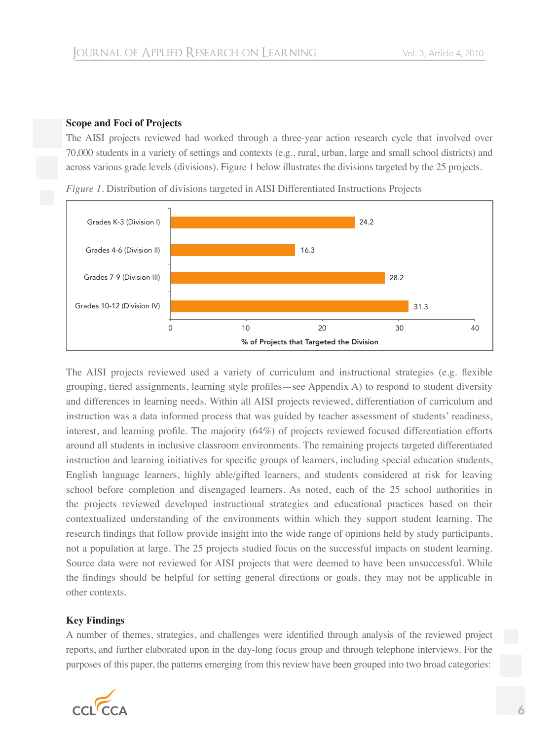### Scope and Foci of Projects

The AISI projects reviewed had worked through a three-year action research cycle that involved over 70,000 students in a variety of settings and contexts (e.g., rural, urban, large and small school districts) and across various grade levels (divisions). Figure 1 below illustrates the divisions targeted by the 25 projects.

*Figure 1*. Distribution of divisions targeted in AISI Differentiated Instructions Projects

| Division | % of Projects that Targeted the Division |
|---|---|
| Grades K-3 (Division I) | 24.2 |
| Grades 4-6 (Division II) | 16.3 |
| Grades 7-9 (Division III) | 28.2 |
| Grades 10-12 (Division IV) | 31.3 |

The AISI projects reviewed used a variety of curriculum and instructional strategies (e.g. flexible grouping, tiered assignments, learning style profiles—see Appendix A) to respond to student diversity and differences in learning needs. Within all AISI projects reviewed, differentiation of curriculum and instruction was a data informed process that was guided by teacher assessment of students' readiness, interest, and learning profile. The majority (64%) of projects reviewed focused differentiation efforts around all students in inclusive classroom environments. The remaining projects targeted differentiated instruction and learning initiatives for specific groups of learners, including special education students, English language learners, highly able/gifted learners, and students considered at risk for leaving school before completion and disengaged learners. As noted, each of the 25 school authorities in the projects reviewed developed instructional strategies and educational practices based on their contextualized understanding of the environments within which they support student learning. The research findings that follow provide insight into the wide range of opinions held by study participants, not a population at large. The 25 projects studied focus on the successful impacts on student learning. Source data were not reviewed for AISI projects that were deemed to have been unsuccessful. While the findings should be helpful for setting general directions or goals, they may not be applicable in other contexts.

### Key Findings

A number of themes, strategies, and challenges were identified through analysis of the reviewed project reports, and further elaborated upon in the day-long focus group and through telephone interviews. For the purposes of this paper, the patterns emerging from this review have been grouped into two broad categories: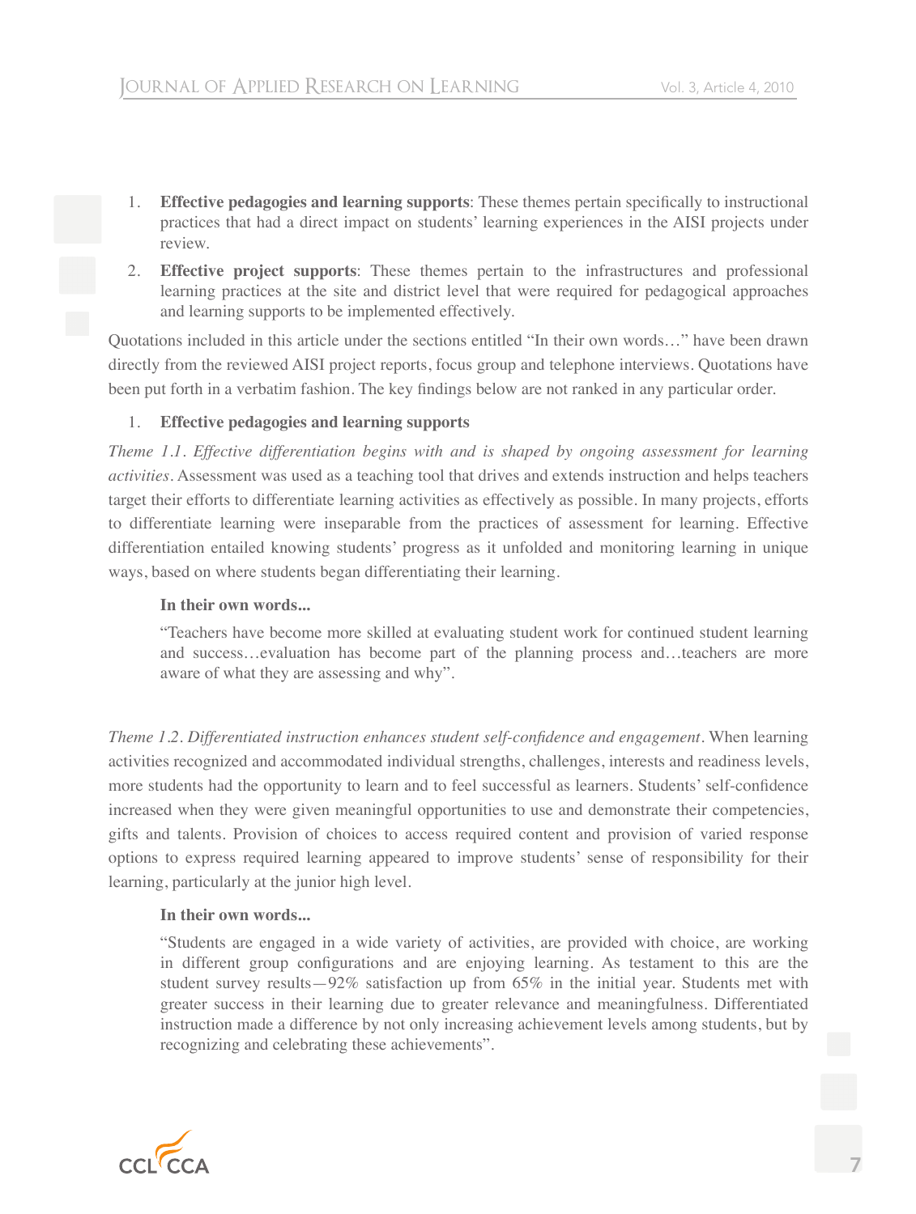1. **Effective pedagogies and learning supports**: These themes pertain specifically to instructional practices that had a direct impact on students' learning experiences in the AISI projects under review.
2. **Effective project supports**: These themes pertain to the infrastructures and professional learning practices at the site and district level that were required for pedagogical approaches and learning supports to be implemented effectively.

Quotations included in this article under the sections entitled "In their own words…" have been drawn directly from the reviewed AISI project reports, focus group and telephone interviews. Quotations have been put forth in a verbatim fashion. The key findings below are not ranked in any particular order.

1. **Effective pedagogies and learning supports**

*Theme 1.1. Effective differentiation begins with and is shaped by ongoing assessment for learning activities*. Assessment was used as a teaching tool that drives and extends instruction and helps teachers target their efforts to differentiate learning activities as effectively as possible. In many projects, efforts to differentiate learning were inseparable from the practices of assessment for learning. Effective differentiation entailed knowing students' progress as it unfolded and monitoring learning in unique ways, based on where students began differentiating their learning.

> **In their own words...**
>
> "Teachers have become more skilled at evaluating student work for continued student learning and success…evaluation has become part of the planning process and…teachers are more aware of what they are assessing and why".

*Theme 1.2. Differentiated instruction enhances student self-confidence and engagement*. When learning activities recognized and accommodated individual strengths, challenges, interests and readiness levels, more students had the opportunity to learn and to feel successful as learners. Students' self-confidence increased when they were given meaningful opportunities to use and demonstrate their competencies, gifts and talents. Provision of choices to access required content and provision of varied response options to express required learning appeared to improve students' sense of responsibility for their learning, particularly at the junior high level.

> **In their own words...**
>
> "Students are engaged in a wide variety of activities, are provided with choice, are working in different group configurations and are enjoying learning. As testament to this are the student survey results—92% satisfaction up from 65% in the initial year. Students met with greater success in their learning due to greater relevance and meaningfulness. Differentiated instruction made a difference by not only increasing achievement levels among students, but by recognizing and celebrating these achievements".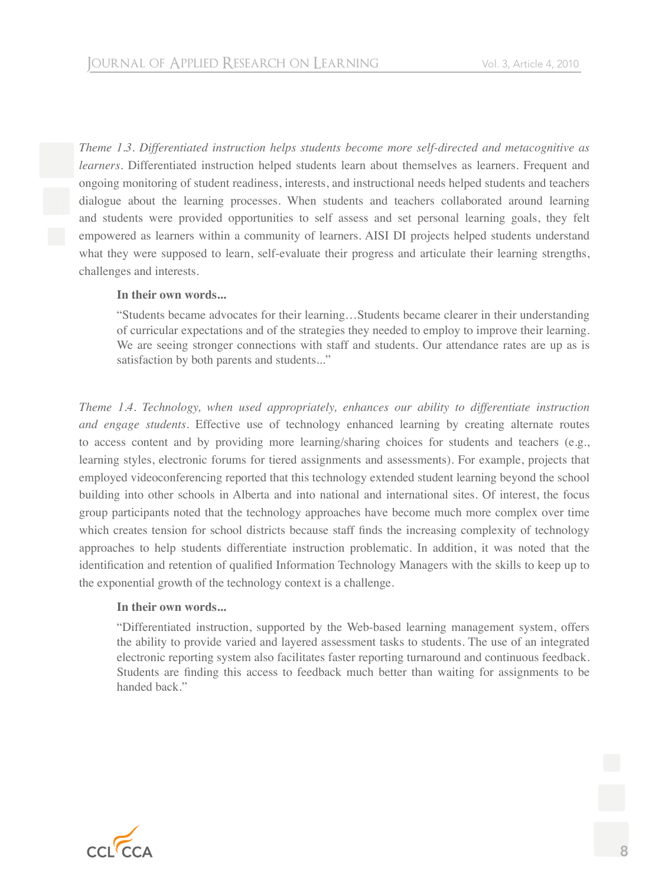*Theme 1.3. Differentiated instruction helps students become more self-directed and metacognitive as learners.* Differentiated instruction helped students learn about themselves as learners. Frequent and ongoing monitoring of student readiness, interests, and instructional needs helped students and teachers dialogue about the learning processes. When students and teachers collaborated around learning and students were provided opportunities to self assess and set personal learning goals, they felt empowered as learners within a community of learners. AISI DI projects helped students understand what they were supposed to learn, self-evaluate their progress and articulate their learning strengths, challenges and interests.

> **In their own words...**
>
> "Students became advocates for their learning…Students became clearer in their understanding of curricular expectations and of the strategies they needed to employ to improve their learning. We are seeing stronger connections with staff and students. Our attendance rates are up as is satisfaction by both parents and students..."

*Theme 1.4. Technology, when used appropriately, enhances our ability to differentiate instruction and engage students.* Effective use of technology enhanced learning by creating alternate routes to access content and by providing more learning/sharing choices for students and teachers (e.g., learning styles, electronic forums for tiered assignments and assessments). For example, projects that employed videoconferencing reported that this technology extended student learning beyond the school building into other schools in Alberta and into national and international sites. Of interest, the focus group participants noted that the technology approaches have become much more complex over time which creates tension for school districts because staff finds the increasing complexity of technology approaches to help students differentiate instruction problematic. In addition, it was noted that the identification and retention of qualified Information Technology Managers with the skills to keep up to the exponential growth of the technology context is a challenge.

> **In their own words...**
>
> "Differentiated instruction, supported by the Web-based learning management system, offers the ability to provide varied and layered assessment tasks to students. The use of an integrated electronic reporting system also facilitates faster reporting turnaround and continuous feedback. Students are finding this access to feedback much better than waiting for assignments to be handed back."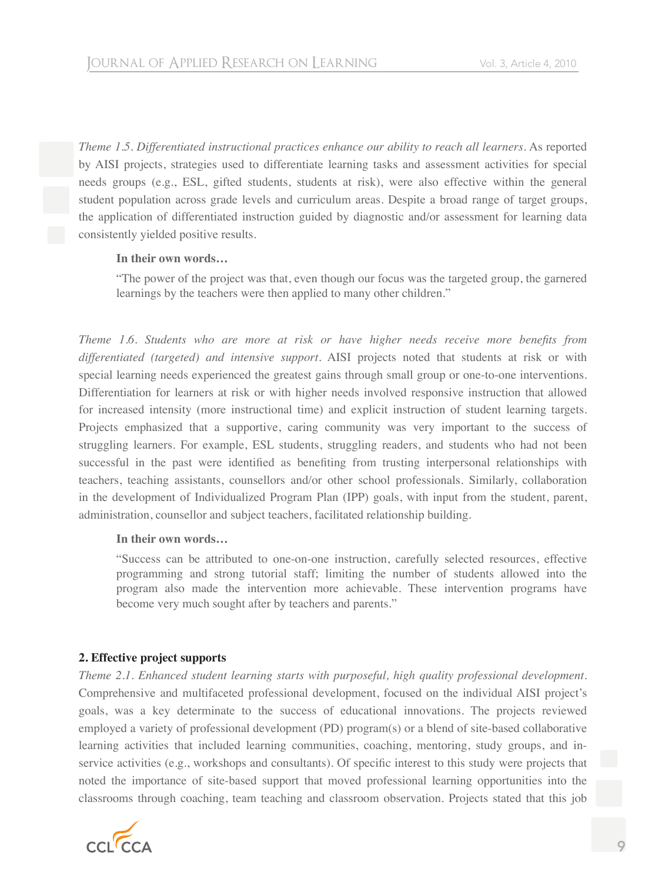*Theme 1.5. Differentiated instructional practices enhance our ability to reach all learners*. As reported by AISI projects, strategies used to differentiate learning tasks and assessment activities for special needs groups (e.g., ESL, gifted students, students at risk), were also effective within the general student population across grade levels and curriculum areas. Despite a broad range of target groups, the application of differentiated instruction guided by diagnostic and/or assessment for learning data consistently yielded positive results.

> **In their own words…**
>
> "The power of the project was that, even though our focus was the targeted group, the garnered learnings by the teachers were then applied to many other children."

*Theme 1.6. Students who are more at risk or have higher needs receive more benefits from differentiated (targeted) and intensive support*. AISI projects noted that students at risk or with special learning needs experienced the greatest gains through small group or one-to-one interventions. Differentiation for learners at risk or with higher needs involved responsive instruction that allowed for increased intensity (more instructional time) and explicit instruction of student learning targets. Projects emphasized that a supportive, caring community was very important to the success of struggling learners. For example, ESL students, struggling readers, and students who had not been successful in the past were identified as benefiting from trusting interpersonal relationships with teachers, teaching assistants, counsellors and/or other school professionals. Similarly, collaboration in the development of Individualized Program Plan (IPP) goals, with input from the student, parent, administration, counsellor and subject teachers, facilitated relationship building.

> **In their own words…**
>
> "Success can be attributed to one-on-one instruction, carefully selected resources, effective programming and strong tutorial staff; limiting the number of students allowed into the program also made the intervention more achievable. These intervention programs have become very much sought after by teachers and parents."

**2. Effective project supports**

*Theme 2.1. Enhanced student learning starts with purposeful, high quality professional development*. Comprehensive and multifaceted professional development, focused on the individual AISI project's goals, was a key determinate to the success of educational innovations. The projects reviewed employed a variety of professional development (PD) program(s) or a blend of site-based collaborative learning activities that included learning communities, coaching, mentoring, study groups, and in-service activities (e.g., workshops and consultants). Of specific interest to this study were projects that noted the importance of site-based support that moved professional learning opportunities into the classrooms through coaching, team teaching and classroom observation. Projects stated that this job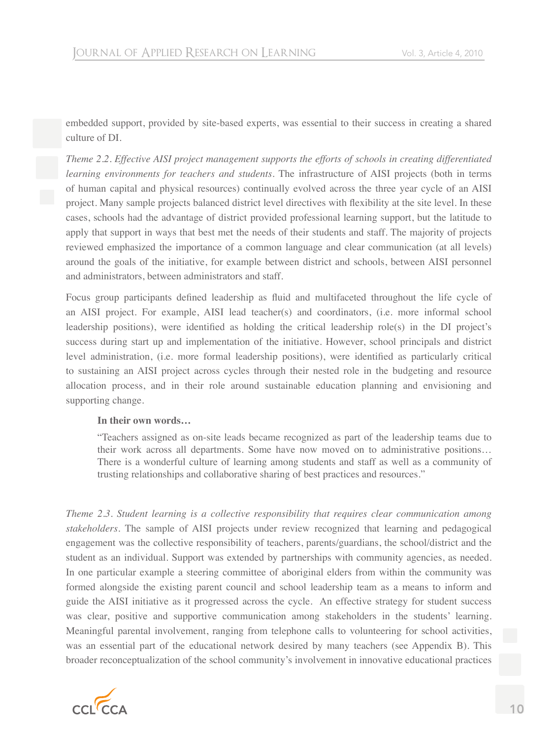embedded support, provided by site-based experts, was essential to their success in creating a shared culture of DI.

*Theme 2.2. Effective AISI project management supports the efforts of schools in creating differentiated learning environments for teachers and students.* The infrastructure of AISI projects (both in terms of human capital and physical resources) continually evolved across the three year cycle of an AISI project. Many sample projects balanced district level directives with flexibility at the site level. In these cases, schools had the advantage of district provided professional learning support, but the latitude to apply that support in ways that best met the needs of their students and staff. The majority of projects reviewed emphasized the importance of a common language and clear communication (at all levels) around the goals of the initiative, for example between district and schools, between AISI personnel and administrators, between administrators and staff.

Focus group participants defined leadership as fluid and multifaceted throughout the life cycle of an AISI project. For example, AISI lead teacher(s) and coordinators, (i.e. more informal school leadership positions), were identified as holding the critical leadership role(s) in the DI project's success during start up and implementation of the initiative. However, school principals and district level administration, (i.e. more formal leadership positions), were identified as particularly critical to sustaining an AISI project across cycles through their nested role in the budgeting and resource allocation process, and in their role around sustainable education planning and envisioning and supporting change.

> **In their own words…**
>
> "Teachers assigned as on-site leads became recognized as part of the leadership teams due to their work across all departments. Some have now moved on to administrative positions… There is a wonderful culture of learning among students and staff as well as a community of trusting relationships and collaborative sharing of best practices and resources."

*Theme 2.3. Student learning is a collective responsibility that requires clear communication among stakeholders.* The sample of AISI projects under review recognized that learning and pedagogical engagement was the collective responsibility of teachers, parents/guardians, the school/district and the student as an individual. Support was extended by partnerships with community agencies, as needed. In one particular example a steering committee of aboriginal elders from within the community was formed alongside the existing parent council and school leadership team as a means to inform and guide the AISI initiative as it progressed across the cycle. An effective strategy for student success was clear, positive and supportive communication among stakeholders in the students' learning. Meaningful parental involvement, ranging from telephone calls to volunteering for school activities, was an essential part of the educational network desired by many teachers (see Appendix B). This broader reconceptualization of the school community's involvement in innovative educational practices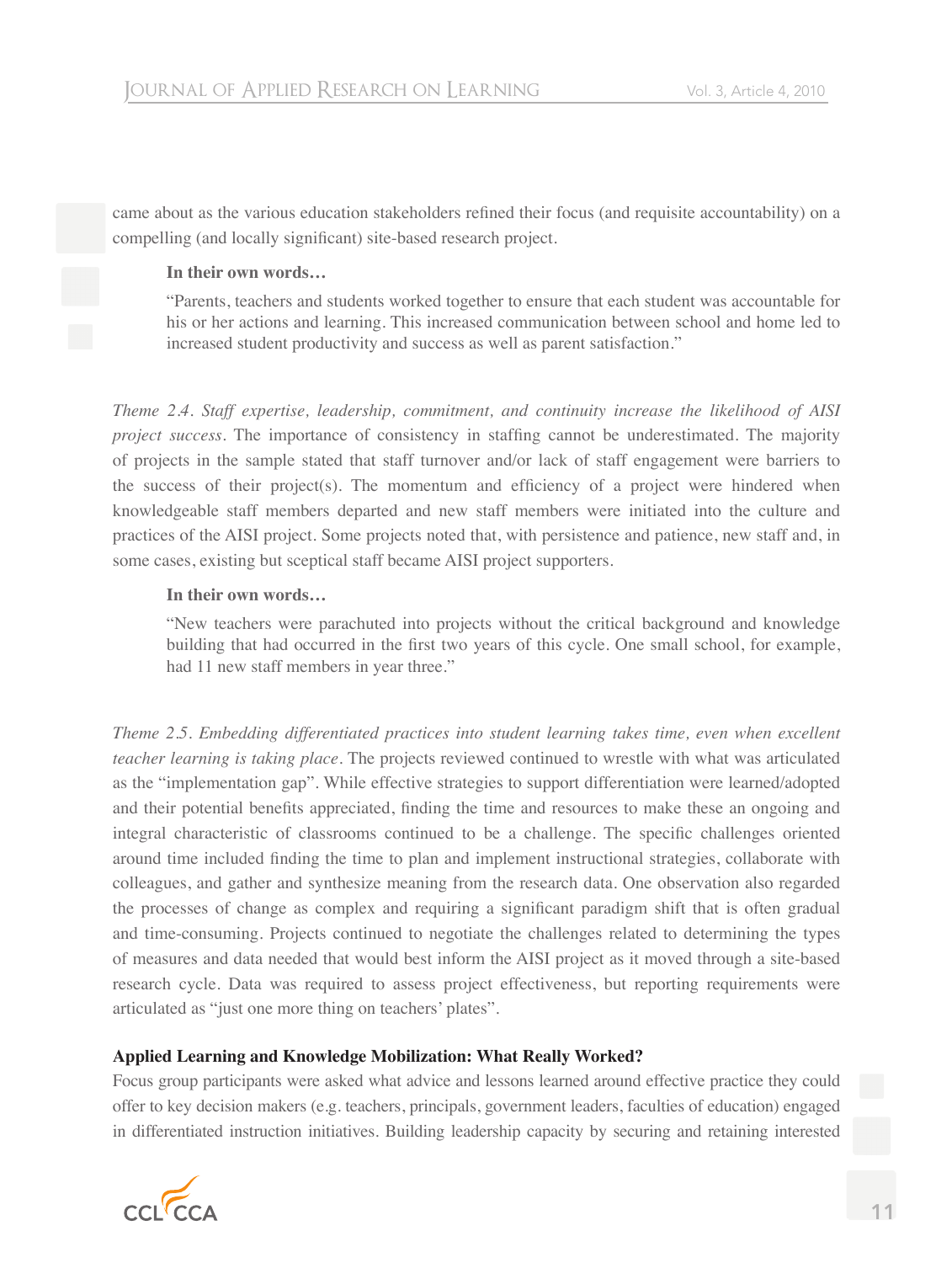came about as the various education stakeholders refined their focus (and requisite accountability) on a compelling (and locally significant) site-based research project.

> **In their own words…**
>
> "Parents, teachers and students worked together to ensure that each student was accountable for his or her actions and learning. This increased communication between school and home led to increased student productivity and success as well as parent satisfaction."

*Theme 2.4. Staff expertise, leadership, commitment, and continuity increase the likelihood of AISI project success.* The importance of consistency in staffing cannot be underestimated. The majority of projects in the sample stated that staff turnover and/or lack of staff engagement were barriers to the success of their project(s). The momentum and efficiency of a project were hindered when knowledgeable staff members departed and new staff members were initiated into the culture and practices of the AISI project. Some projects noted that, with persistence and patience, new staff and, in some cases, existing but sceptical staff became AISI project supporters.

> **In their own words…**
>
> "New teachers were parachuted into projects without the critical background and knowledge building that had occurred in the first two years of this cycle. One small school, for example, had 11 new staff members in year three."

*Theme 2.5. Embedding differentiated practices into student learning takes time, even when excellent teacher learning is taking place.* The projects reviewed continued to wrestle with what was articulated as the "implementation gap". While effective strategies to support differentiation were learned/adopted and their potential benefits appreciated, finding the time and resources to make these an ongoing and integral characteristic of classrooms continued to be a challenge. The specific challenges oriented around time included finding the time to plan and implement instructional strategies, collaborate with colleagues, and gather and synthesize meaning from the research data. One observation also regarded the processes of change as complex and requiring a significant paradigm shift that is often gradual and time-consuming. Projects continued to negotiate the challenges related to determining the types of measures and data needed that would best inform the AISI project as it moved through a site-based research cycle. Data was required to assess project effectiveness, but reporting requirements were articulated as "just one more thing on teachers' plates".

### Applied Learning and Knowledge Mobilization: What Really Worked?

Focus group participants were asked what advice and lessons learned around effective practice they could offer to key decision makers (e.g. teachers, principals, government leaders, faculties of education) engaged in differentiated instruction initiatives. Building leadership capacity by securing and retaining interested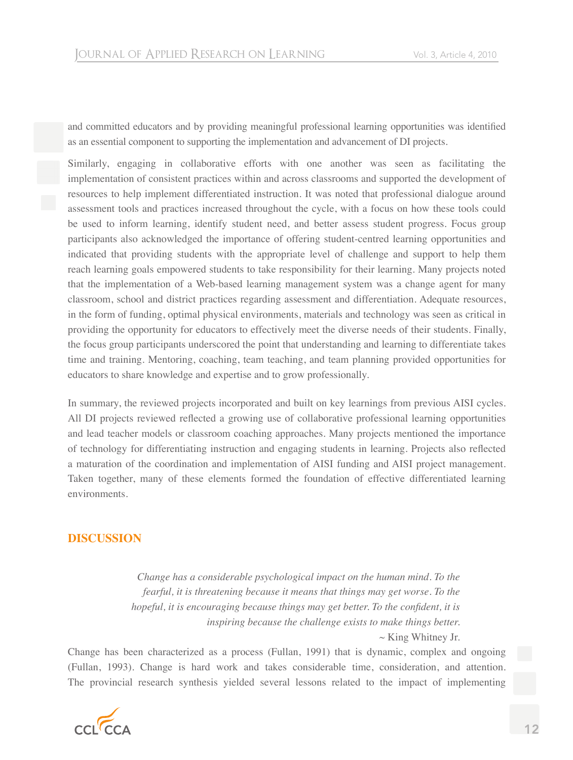and committed educators and by providing meaningful professional learning opportunities was identified as an essential component to supporting the implementation and advancement of DI projects.

Similarly, engaging in collaborative efforts with one another was seen as facilitating the implementation of consistent practices within and across classrooms and supported the development of resources to help implement differentiated instruction. It was noted that professional dialogue around assessment tools and practices increased throughout the cycle, with a focus on how these tools could be used to inform learning, identify student need, and better assess student progress. Focus group participants also acknowledged the importance of offering student-centred learning opportunities and indicated that providing students with the appropriate level of challenge and support to help them reach learning goals empowered students to take responsibility for their learning. Many projects noted that the implementation of a Web-based learning management system was a change agent for many classroom, school and district practices regarding assessment and differentiation. Adequate resources, in the form of funding, optimal physical environments, materials and technology was seen as critical in providing the opportunity for educators to effectively meet the diverse needs of their students. Finally, the focus group participants underscored the point that understanding and learning to differentiate takes time and training. Mentoring, coaching, team teaching, and team planning provided opportunities for educators to share knowledge and expertise and to grow professionally.

In summary, the reviewed projects incorporated and built on key learnings from previous AISI cycles. All DI projects reviewed reflected a growing use of collaborative professional learning opportunities and lead teacher models or classroom coaching approaches. Many projects mentioned the importance of technology for differentiating instruction and engaging students in learning. Projects also reflected a maturation of the coordination and implementation of AISI funding and AISI project management. Taken together, many of these elements formed the foundation of effective differentiated learning environments.

## DISCUSSION

> *Change has a considerable psychological impact on the human mind. To the fearful, it is threatening because it means that things may get worse. To the hopeful, it is encouraging because things may get better. To the confident, it is inspiring because the challenge exists to make things better.*
>
> ~ King Whitney Jr.

Change has been characterized as a process (Fullan, 1991) that is dynamic, complex and ongoing (Fullan, 1993). Change is hard work and takes considerable time, consideration, and attention. The provincial research synthesis yielded several lessons related to the impact of implementing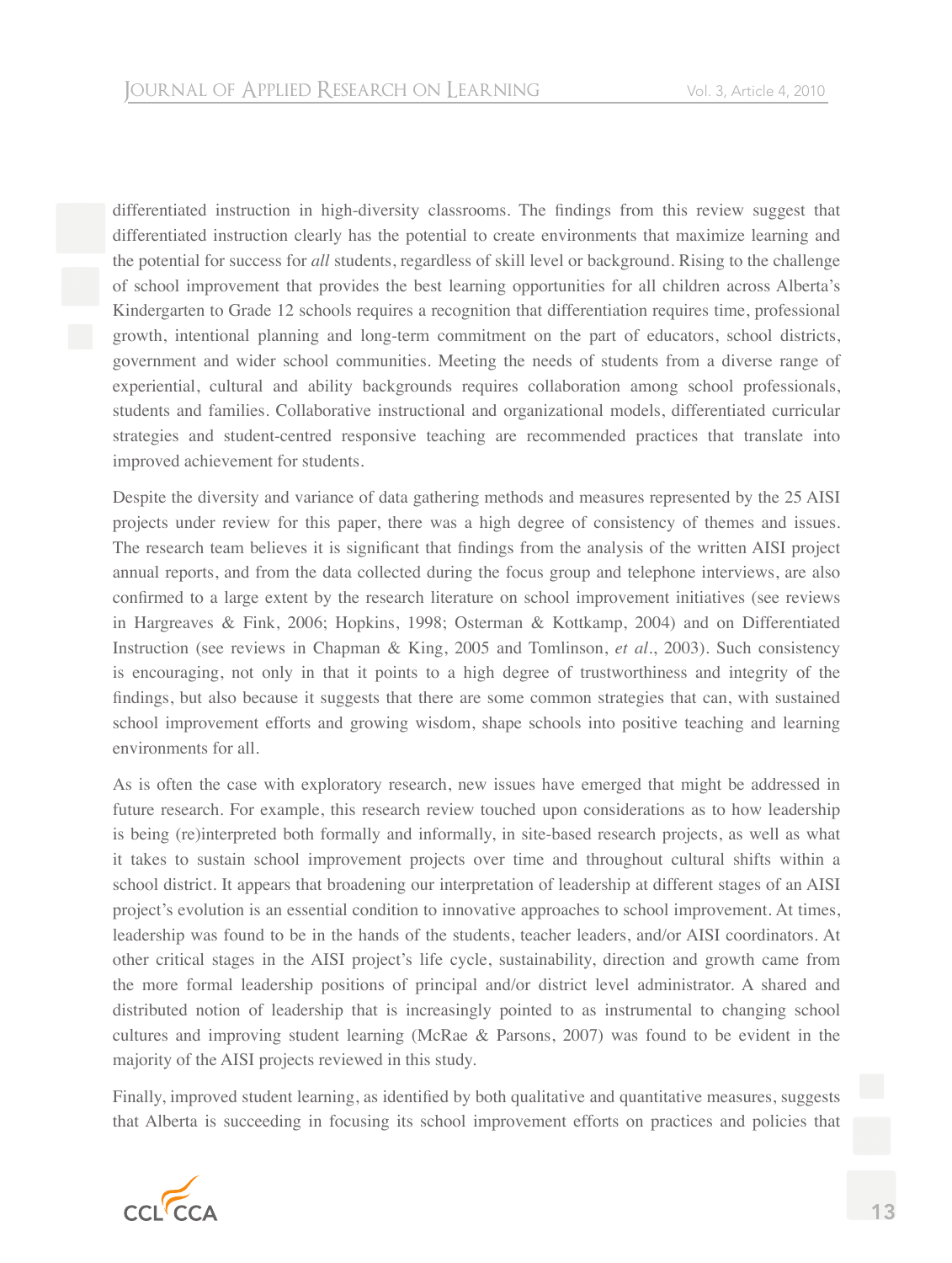differentiated instruction in high-diversity classrooms. The findings from this review suggest that differentiated instruction clearly has the potential to create environments that maximize learning and the potential for success for *all* students, regardless of skill level or background. Rising to the challenge of school improvement that provides the best learning opportunities for all children across Alberta's Kindergarten to Grade 12 schools requires a recognition that differentiation requires time, professional growth, intentional planning and long-term commitment on the part of educators, school districts, government and wider school communities. Meeting the needs of students from a diverse range of experiential, cultural and ability backgrounds requires collaboration among school professionals, students and families. Collaborative instructional and organizational models, differentiated curricular strategies and student-centred responsive teaching are recommended practices that translate into improved achievement for students.

Despite the diversity and variance of data gathering methods and measures represented by the 25 AISI projects under review for this paper, there was a high degree of consistency of themes and issues. The research team believes it is significant that findings from the analysis of the written AISI project annual reports, and from the data collected during the focus group and telephone interviews, are also confirmed to a large extent by the research literature on school improvement initiatives (see reviews in Hargreaves & Fink, 2006; Hopkins, 1998; Osterman & Kottkamp, 2004) and on Differentiated Instruction (see reviews in Chapman & King, 2005 and Tomlinson, *et al*., 2003). Such consistency is encouraging, not only in that it points to a high degree of trustworthiness and integrity of the findings, but also because it suggests that there are some common strategies that can, with sustained school improvement efforts and growing wisdom, shape schools into positive teaching and learning environments for all.

As is often the case with exploratory research, new issues have emerged that might be addressed in future research. For example, this research review touched upon considerations as to how leadership is being (re)interpreted both formally and informally, in site-based research projects, as well as what it takes to sustain school improvement projects over time and throughout cultural shifts within a school district. It appears that broadening our interpretation of leadership at different stages of an AISI project's evolution is an essential condition to innovative approaches to school improvement. At times, leadership was found to be in the hands of the students, teacher leaders, and/or AISI coordinators. At other critical stages in the AISI project's life cycle, sustainability, direction and growth came from the more formal leadership positions of principal and/or district level administrator. A shared and distributed notion of leadership that is increasingly pointed to as instrumental to changing school cultures and improving student learning (McRae & Parsons, 2007) was found to be evident in the majority of the AISI projects reviewed in this study.

Finally, improved student learning, as identified by both qualitative and quantitative measures, suggests that Alberta is succeeding in focusing its school improvement efforts on practices and policies that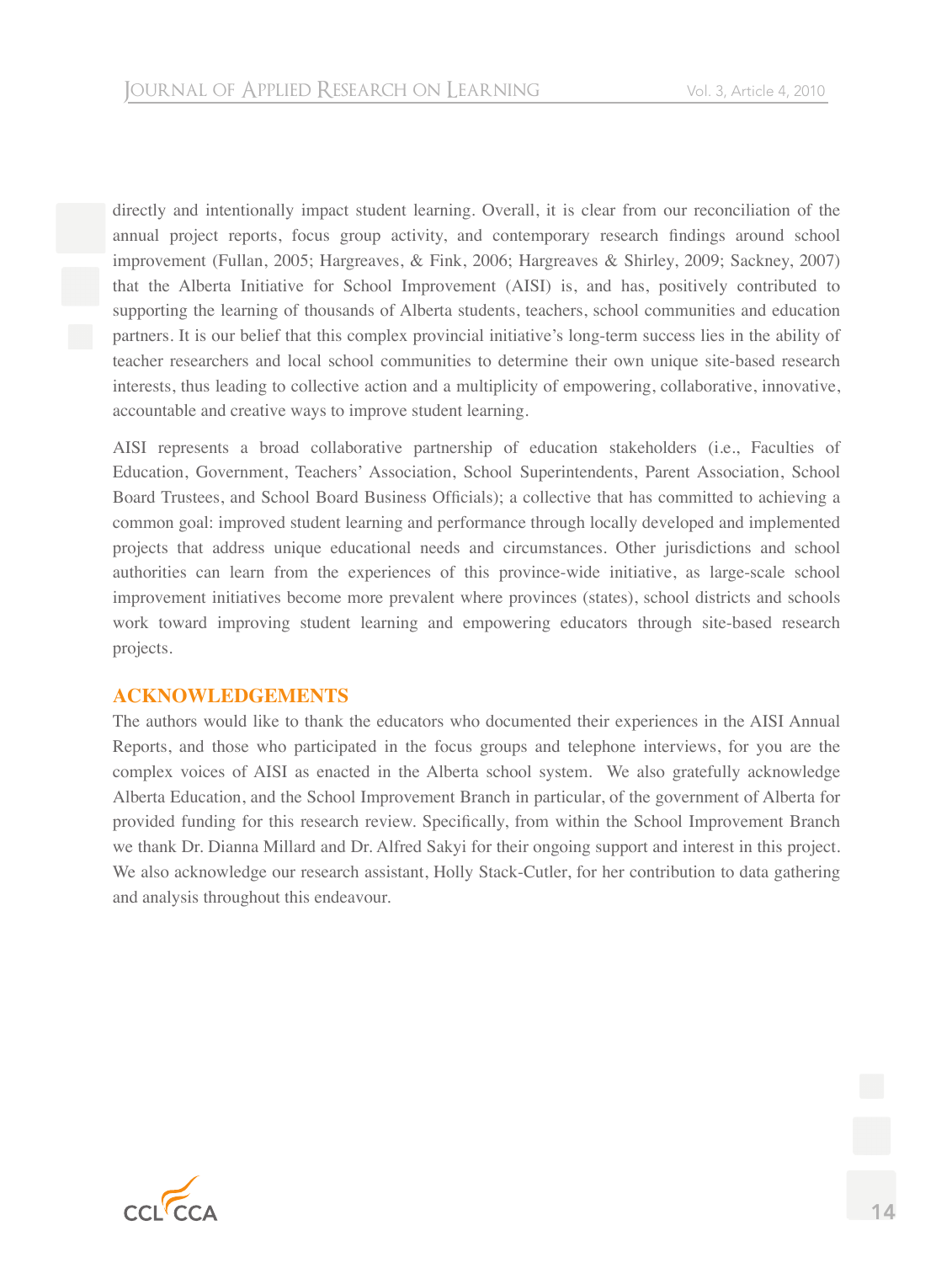directly and intentionally impact student learning. Overall, it is clear from our reconciliation of the annual project reports, focus group activity, and contemporary research findings around school improvement (Fullan, 2005; Hargreaves, & Fink, 2006; Hargreaves & Shirley, 2009; Sackney, 2007) that the Alberta Initiative for School Improvement (AISI) is, and has, positively contributed to supporting the learning of thousands of Alberta students, teachers, school communities and education partners. It is our belief that this complex provincial initiative's long-term success lies in the ability of teacher researchers and local school communities to determine their own unique site-based research interests, thus leading to collective action and a multiplicity of empowering, collaborative, innovative, accountable and creative ways to improve student learning.

AISI represents a broad collaborative partnership of education stakeholders (i.e., Faculties of Education, Government, Teachers' Association, School Superintendents, Parent Association, School Board Trustees, and School Board Business Officials); a collective that has committed to achieving a common goal: improved student learning and performance through locally developed and implemented projects that address unique educational needs and circumstances. Other jurisdictions and school authorities can learn from the experiences of this province-wide initiative, as large-scale school improvement initiatives become more prevalent where provinces (states), school districts and schools work toward improving student learning and empowering educators through site-based research projects.

## ACKNOWLEDGEMENTS

The authors would like to thank the educators who documented their experiences in the AISI Annual Reports, and those who participated in the focus groups and telephone interviews, for you are the complex voices of AISI as enacted in the Alberta school system. We also gratefully acknowledge Alberta Education, and the School Improvement Branch in particular, of the government of Alberta for provided funding for this research review. Specifically, from within the School Improvement Branch we thank Dr. Dianna Millard and Dr. Alfred Sakyi for their ongoing support and interest in this project. We also acknowledge our research assistant, Holly Stack-Cutler, for her contribution to data gathering and analysis throughout this endeavour.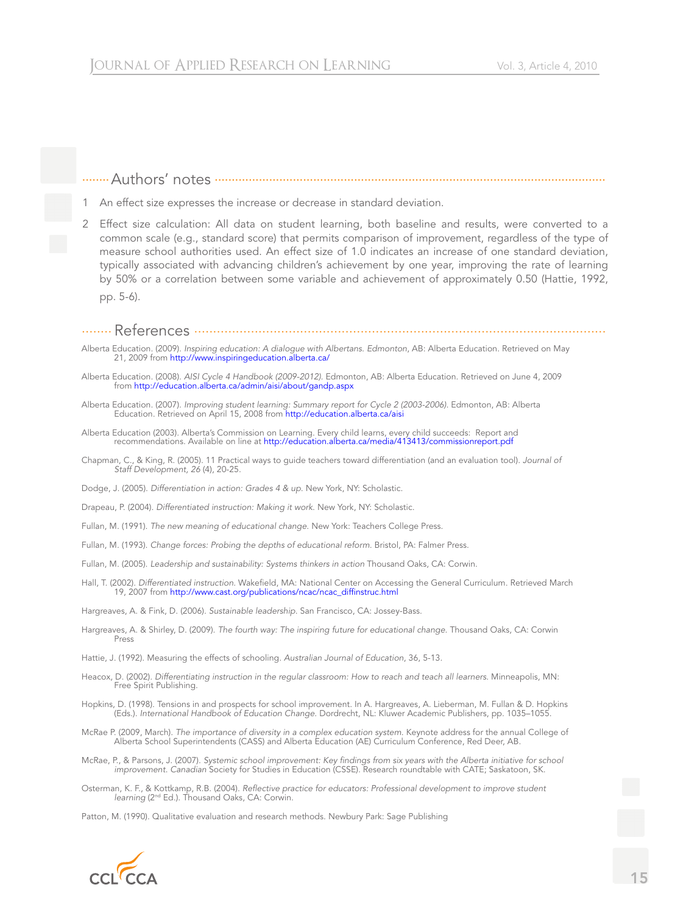## Authors' notes

1 An effect size expresses the increase or decrease in standard deviation.

2 Effect size calculation: All data on student learning, both baseline and results, were converted to a common scale (e.g., standard score) that permits comparison of improvement, regardless of the type of measure school authorities used. An effect size of 1.0 indicates an increase of one standard deviation, typically associated with advancing children's achievement by one year, improving the rate of learning by 50% or a correlation between some variable and achievement of approximately 0.50 (Hattie, 1992, pp. 5-6).

## References

Alberta Education. (2009). *Inspiring education: A dialogue with Albertans. Edmonton*, AB: Alberta Education. Retrieved on May 21, 2009 from http://www.inspiringeducation.alberta.ca/

Alberta Education. (2008). *AISI Cycle 4 Handbook (2009-2012)*. Edmonton, AB: Alberta Education. Retrieved on June 4, 2009 from http://education.alberta.ca/admin/aisi/about/gandp.aspx

Alberta Education. (2007). *Improving student learning: Summary report for Cycle 2 (2003-2006)*. Edmonton, AB: Alberta Education. Retrieved on April 15, 2008 from http://education.alberta.ca/aisi

Alberta Education (2003). Alberta's Commission on Learning. Every child learns, every child succeeds: Report and recommendations. Available on line at http://education.alberta.ca/media/413413/commissionreport.pdf

Chapman, C., & King, R. (2005). 11 Practical ways to guide teachers toward differentiation (and an evaluation tool). *Journal of Staff Development, 26* (4), 20-25.

Dodge, J. (2005). *Differentiation in action: Grades 4 & up*. New York, NY: Scholastic.

Drapeau, P. (2004). *Differentiated instruction: Making it work*. New York, NY: Scholastic.

Fullan, M. (1991). *The new meaning of educational change*. New York: Teachers College Press.

Fullan, M. (1993). *Change forces: Probing the depths of educational reform*. Bristol, PA: Falmer Press.

Fullan, M. (2005). *Leadership and sustainability: Systems thinkers in action* Thousand Oaks, CA: Corwin.

Hall, T. (2002). *Differentiated instruction*. Wakefield, MA: National Center on Accessing the General Curriculum. Retrieved March 19, 2007 from http://www.cast.org/publications/ncac/ncac_diffinstruc.html

Hargreaves, A. & Fink, D. (2006). *Sustainable leadership*. San Francisco, CA: Jossey-Bass.

Hargreaves, A. & Shirley, D. (2009). *The fourth way: The inspiring future for educational change*. Thousand Oaks, CA: Corwin Press

Hattie, J. (1992). Measuring the effects of schooling. *Australian Journal of Education*, 36, 5-13.

Heacox, D. (2002). *Differentiating instruction in the regular classroom: How to reach and teach all learners*. Minneapolis, MN: Free Spirit Publishing.

Hopkins, D. (1998). Tensions in and prospects for school improvement. In A. Hargreaves, A. Lieberman, M. Fullan & D. Hopkins (Eds.). *International Handbook of Education Change*. Dordrecht, NL: Kluwer Academic Publishers, pp. 1035–1055.

McRae P. (2009, March). *The importance of diversity in a complex education system*. Keynote address for the annual College of Alberta School Superintendents (CASS) and Alberta Education (AE) Curriculum Conference, Red Deer, AB.

McRae, P., & Parsons, J. (2007). *Systemic school improvement: Key findings from six years with the Alberta initiative for school improvement. Canadian* Society for Studies in Education (CSSE). Research roundtable with CATE; Saskatoon, SK.

Osterman, K. F., & Kottkamp, R.B. (2004). *Reflective practice for educators: Professional development to improve student learning* (2nd Ed.). Thousand Oaks, CA: Corwin.

Patton, M. (1990). Qualitative evaluation and research methods. Newbury Park: Sage Publishing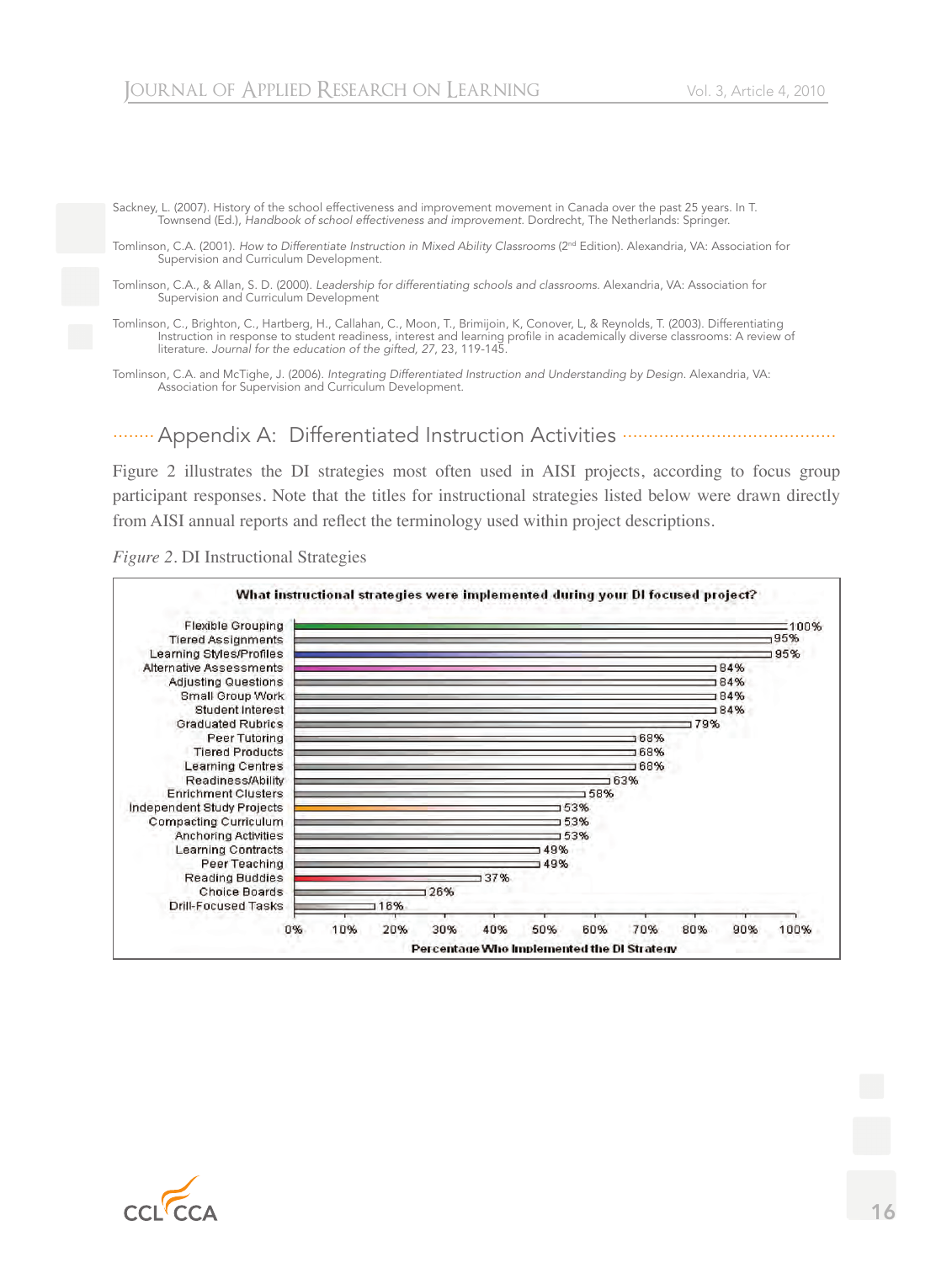Sackney, L. (2007). History of the school effectiveness and improvement movement in Canada over the past 25 years. In T. Townsend (Ed.), *Handbook of school effectiveness and improvement*. Dordrecht, The Netherlands: Springer.

Tomlinson, C.A. (2001). *How to Differentiate Instruction in Mixed Ability Classrooms* (2nd Edition). Alexandria, VA: Association for Supervision and Curriculum Development.

Tomlinson, C.A., & Allan, S. D. (2000). *Leadership for differentiating schools and classrooms*. Alexandria, VA: Association for Supervision and Curriculum Development

Tomlinson, C., Brighton, C., Hartberg, H., Callahan, C., Moon, T., Brimijoin, K, Conover, L, & Reynolds, T. (2003). Differentiating Instruction in response to student readiness, interest and learning profile in academically diverse classrooms: A review of literature. *Journal for the education of the gifted, 27*, 23, 119-145.

Tomlinson, C.A. and McTighe, J. (2006). *Integrating Differentiated Instruction and Understanding by Design*. Alexandria, VA: Association for Supervision and Curriculum Development.

## Appendix A: Differentiated Instruction Activities

Figure 2 illustrates the DI strategies most often used in AISI projects, according to focus group participant responses. Note that the titles for instructional strategies listed below were drawn directly from AISI annual reports and reflect the terminology used within project descriptions.

*Figure 2*. DI Instructional Strategies

**What instructional strategies were implemented during your DI focused project?**

| Strategy | Percentage Who Implemented the DI Strategy |
|---|---|
| Flexible Grouping | 100% |
| Tiered Assignments | 95% |
| Learning Styles/Profiles | 95% |
| Alternative Assessments | 84% |
| Adjusting Questions | 84% |
| Small Group Work | 84% |
| Student Interest | 84% |
| Graduated Rubrics | 79% |
| Peer Tutoring | 68% |
| Tiered Products | 68% |
| Learning Centres | 68% |
| Readiness/Ability | 63% |
| Enrichment Clusters | 58% |
| Independent Study Projects | 53% |
| Compacting Curriculum | 53% |
| Anchoring Activities | 53% |
| Learning Contracts | 49% |
| Peer Teaching | 49% |
| Reading Buddies | 37% |
| Choice Boards | 26% |
| Drill-Focused Tasks | 16% |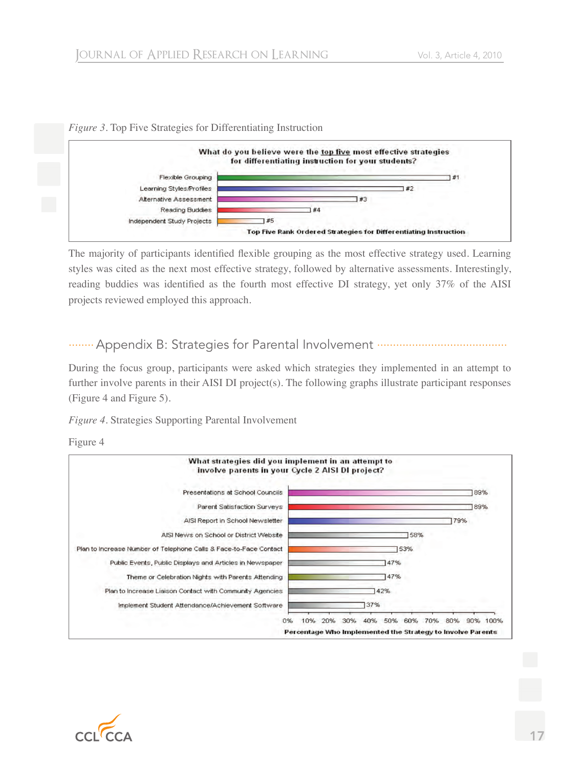*Figure 3*. Top Five Strategies for Differentiating Instruction

What do you believe were the top five most effective strategies for differentiating instruction for your students?

| Strategy | Rank |
|---|---|
| Flexible Grouping | #1 |
| Learning Styles/Profiles | #2 |
| Alternative Assessment | #3 |
| Reading Buddies | #4 |
| Independent Study Projects | #5 |

Top Five Rank Ordered Strategies for Differentiating Instruction

The majority of participants identified flexible grouping as the most effective strategy used. Learning styles was cited as the next most effective strategy, followed by alternative assessments. Interestingly, reading buddies was identified as the fourth most effective DI strategy, yet only 37% of the AISI projects reviewed employed this approach.

## Appendix B: Strategies for Parental Involvement

During the focus group, participants were asked which strategies they implemented in an attempt to further involve parents in their AISI DI project(s). The following graphs illustrate participant responses (Figure 4 and Figure 5).

*Figure 4*. Strategies Supporting Parental Involvement

Figure 4

What strategies did you implement in an attempt to involve parents in your Cycle 2 AISI DI project?

| Strategy | Percentage Who Implemented the Strategy to Involve Parents |
|---|---|
| Presentations at School Councils | 89% |
| Parent Satisfaction Surveys | 89% |
| AISI Report in School Newsletter | 79% |
| AISI News on School or District Website | 58% |
| Plan to Increase Number of Telephone Calls & Face-to-Face Contact | 53% |
| Public Events, Public Displays and Articles in Newspaper | 47% |
| Theme or Celebration Nights with Parents Attending | 47% |
| Plan to Increase Liaison Contact with Community Agencies | 42% |
| Implement Student Attendance/Achievement Software | 37% |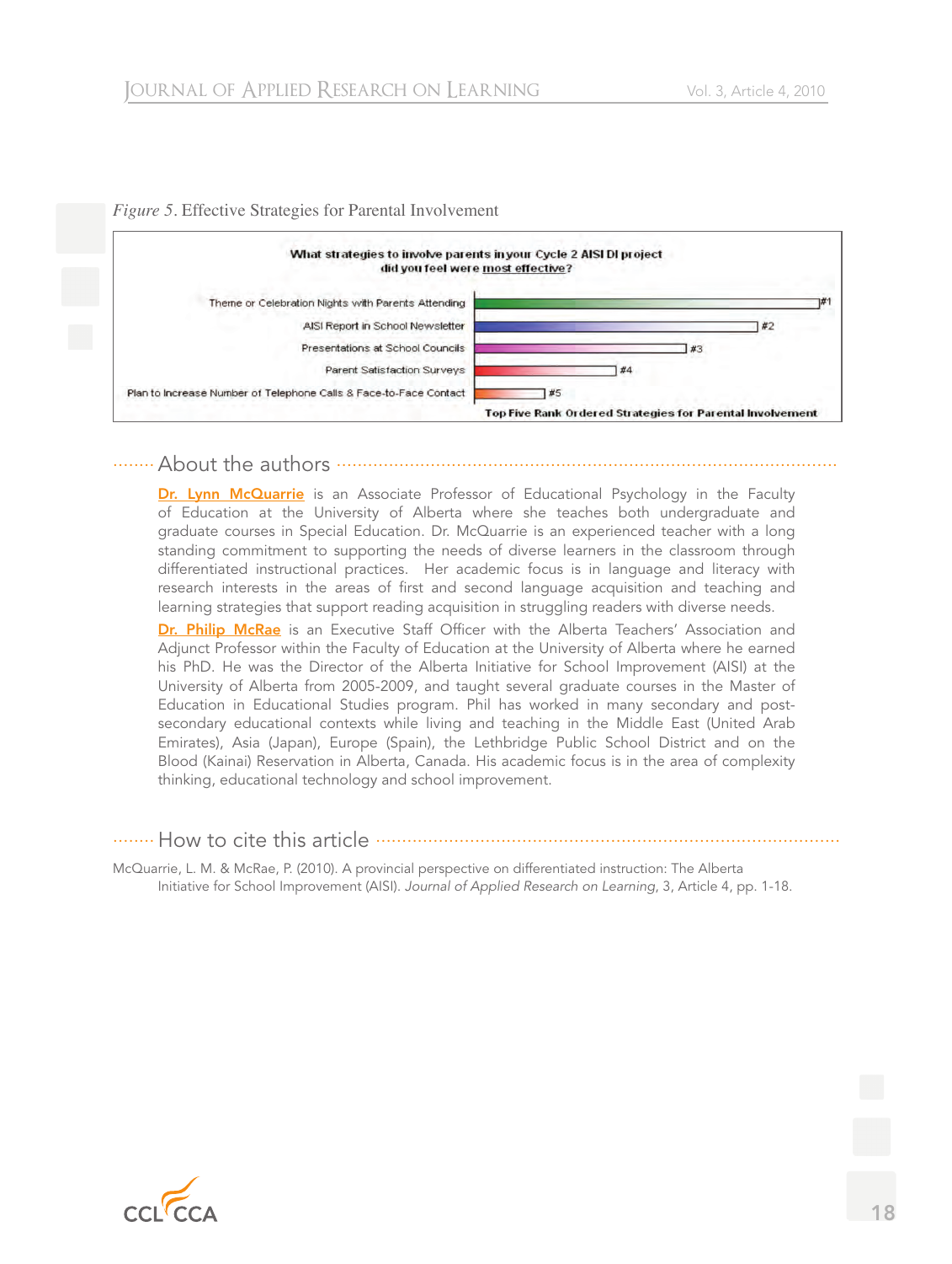*Figure 5*. Effective Strategies for Parental Involvement

What strategies to involve parents in your Cycle 2 AISI DI project did you feel were most effective?

Theme or Celebration Nights with Parents Attending #1

AISI Report in School Newsletter #2

Presentations at School Councils #3

Parent Satisfaction Surveys #4

Plan to Increase Number of Telephone Calls & Face-to-Face Contact #5

Top Five Rank Ordered Strategies for Parental Involvement

## About the authors

**Dr. Lynn McQuarrie** is an Associate Professor of Educational Psychology in the Faculty of Education at the University of Alberta where she teaches both undergraduate and graduate courses in Special Education. Dr. McQuarrie is an experienced teacher with a long standing commitment to supporting the needs of diverse learners in the classroom through differentiated instructional practices. Her academic focus is in language and literacy with research interests in the areas of first and second language acquisition and teaching and learning strategies that support reading acquisition in struggling readers with diverse needs.

**Dr. Philip McRae** is an Executive Staff Officer with the Alberta Teachers' Association and Adjunct Professor within the Faculty of Education at the University of Alberta where he earned his PhD. He was the Director of the Alberta Initiative for School Improvement (AISI) at the University of Alberta from 2005-2009, and taught several graduate courses in the Master of Education in Educational Studies program. Phil has worked in many secondary and post-secondary educational contexts while living and teaching in the Middle East (United Arab Emirates), Asia (Japan), Europe (Spain), the Lethbridge Public School District and on the Blood (Kainai) Reservation in Alberta, Canada. His academic focus is in the area of complexity thinking, educational technology and school improvement.

## How to cite this article

McQuarrie, L. M. & McRae, P. (2010). A provincial perspective on differentiated instruction: The Alberta Initiative for School Improvement (AISI). *Journal of Applied Research on Learning*, 3, Article 4, pp. 1-18.